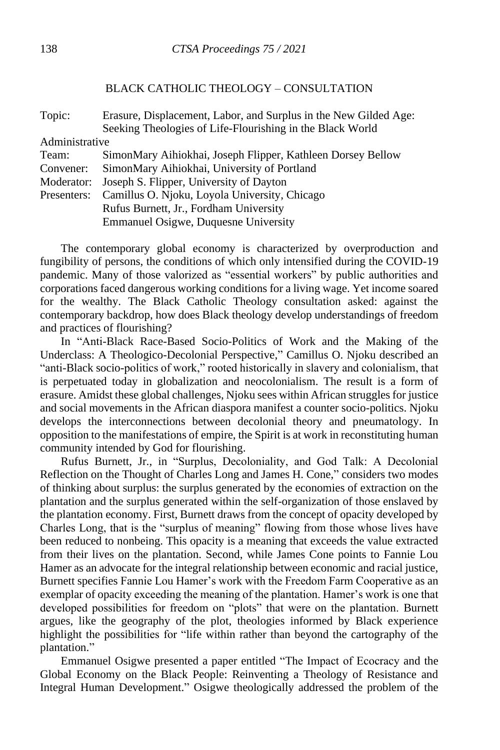## BLACK CATHOLIC THEOLOGY – CONSULTATION

Topic: Erasure, Displacement, Labor, and Surplus in the New Gilded Age: Seeking Theologies of Life-Flourishing in the Black World
Administrative Team: SimonMary Aihiokhai, Joseph Flipper, Kathleen Dorsey Bellow
Convener: SimonMary Aihiokhai, University of Portland
Moderator: Joseph S. Flipper, University of Dayton
Presenters: Camillus O. Njoku, Loyola University, Chicago
Rufus Burnett, Jr., Fordham University
Emmanuel Osigwe, Duquesne University

The contemporary global economy is characterized by overproduction and fungibility of persons, the conditions of which only intensified during the COVID-19 pandemic. Many of those valorized as "essential workers" by public authorities and corporations faced dangerous working conditions for a living wage. Yet income soared for the wealthy. The Black Catholic Theology consultation asked: against the contemporary backdrop, how does Black theology develop understandings of freedom and practices of flourishing?

In "Anti-Black Race-Based Socio-Politics of Work and the Making of the Underclass: A Theologico-Decolonial Perspective," Camillus O. Njoku described an "anti-Black socio-politics of work," rooted historically in slavery and colonialism, that is perpetuated today in globalization and neocolonialism. The result is a form of erasure. Amidst these global challenges, Njoku sees within African struggles for justice and social movements in the African diaspora manifest a counter socio-politics. Njoku develops the interconnections between decolonial theory and pneumatology. In opposition to the manifestations of empire, the Spirit is at work in reconstituting human community intended by God for flourishing.

Rufus Burnett, Jr., in "Surplus, Decoloniality, and God Talk: A Decolonial Reflection on the Thought of Charles Long and James H. Cone," considers two modes of thinking about surplus: the surplus generated by the economies of extraction on the plantation and the surplus generated within the self-organization of those enslaved by the plantation economy. First, Burnett draws from the concept of opacity developed by Charles Long, that is the "surplus of meaning" flowing from those whose lives have been reduced to nonbeing. This opacity is a meaning that exceeds the value extracted from their lives on the plantation. Second, while James Cone points to Fannie Lou Hamer as an advocate for the integral relationship between economic and racial justice, Burnett specifies Fannie Lou Hamer's work with the Freedom Farm Cooperative as an exemplar of opacity exceeding the meaning of the plantation. Hamer's work is one that developed possibilities for freedom on "plots" that were on the plantation. Burnett argues, like the geography of the plot, theologies informed by Black experience highlight the possibilities for "life within rather than beyond the cartography of the plantation."

Emmanuel Osigwe presented a paper entitled "The Impact of Ecocracy and the Global Economy on the Black People: Reinventing a Theology of Resistance and Integral Human Development." Osigwe theologically addressed the problem of the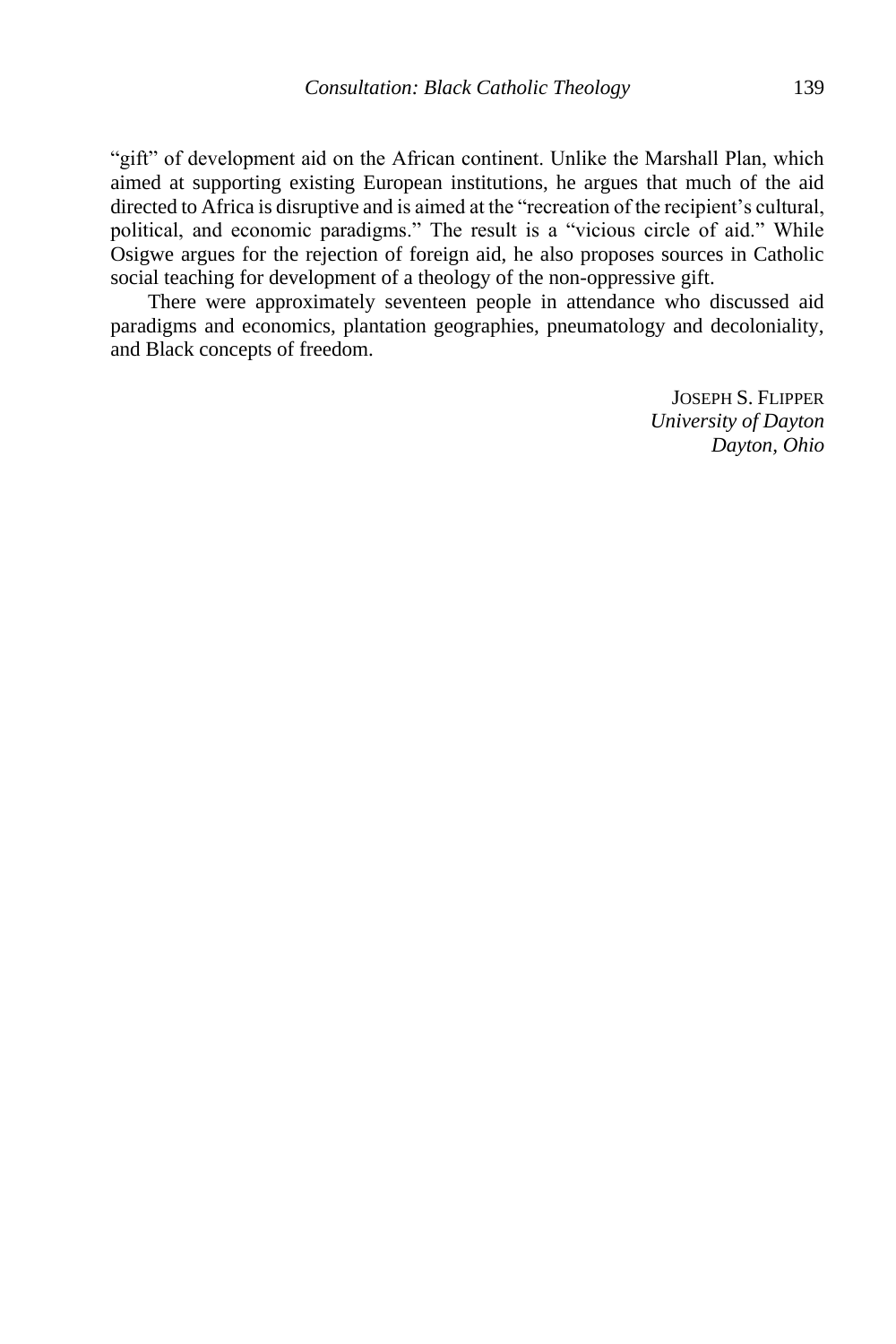"gift" of development aid on the African continent. Unlike the Marshall Plan, which aimed at supporting existing European institutions, he argues that much of the aid directed to Africa is disruptive and is aimed at the "recreation of the recipient's cultural, political, and economic paradigms." The result is a "vicious circle of aid." While Osigwe argues for the rejection of foreign aid, he also proposes sources in Catholic social teaching for development of a theology of the non-oppressive gift.

There were approximately seventeen people in attendance who discussed aid paradigms and economics, plantation geographies, pneumatology and decoloniality, and Black concepts of freedom.

JOSEPH S. FLIPPER  
*University of Dayton*  
*Dayton, Ohio*